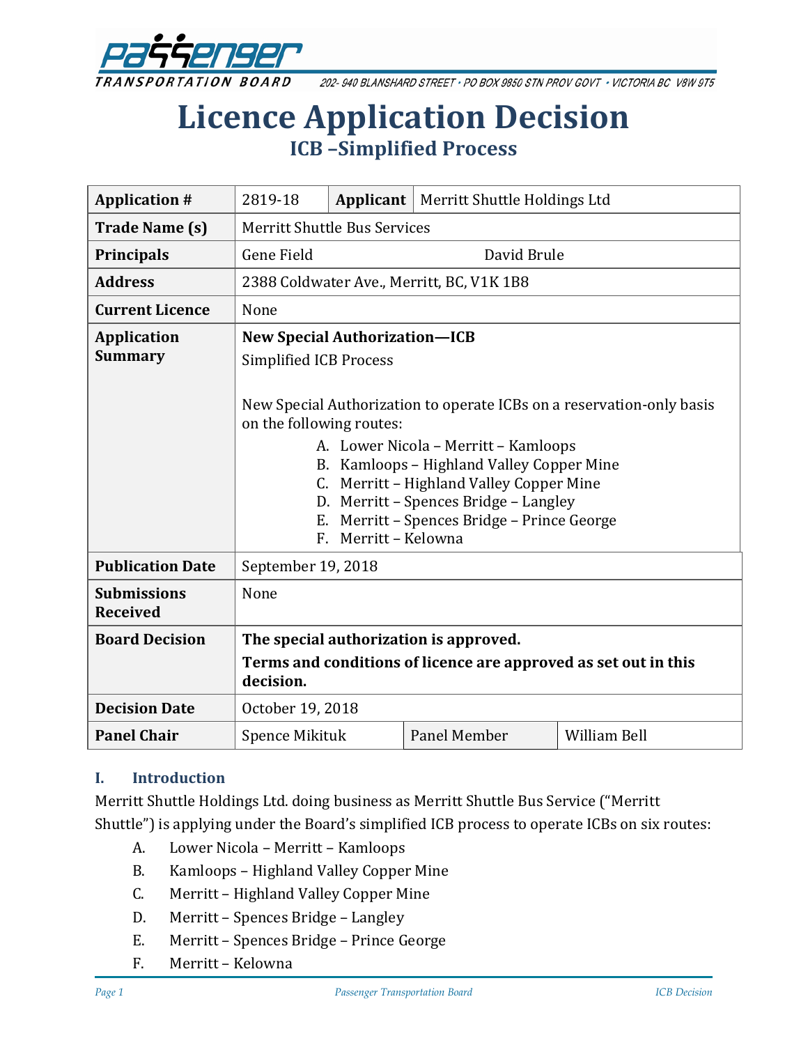# Licence Application Decision

## ICB –Simplified Process

| **Application #** | 2819-18 | **Applicant** | Merritt Shuttle Holdings Ltd |
|---|---|---|---|
| **Trade Name (s)** | Merritt Shuttle Bus Services | | |
| **Principals** | Gene Field | David Brule | |
| **Address** | 2388 Coldwater Ave., Merritt, BC, V1K 1B8 | | |
| **Current Licence** | None | | |
| **Application Summary** | **New Special Authorization—ICB**<br>Simplified ICB Process<br><br>New Special Authorization to operate ICBs on a reservation-only basis on the following routes:<br>A. Lower Nicola – Merritt – Kamloops<br>B. Kamloops – Highland Valley Copper Mine<br>C. Merritt – Highland Valley Copper Mine<br>D. Merritt – Spences Bridge – Langley<br>E. Merritt – Spences Bridge – Prince George<br>F. Merritt – Kelowna | | |
| **Publication Date** | September 19, 2018 | | |
| **Submissions Received** | None | | |
| **Board Decision** | **The special authorization is approved.**<br>**Terms and conditions of licence are approved as set out in this decision.** | | |
| **Decision Date** | October 19, 2018 | | |
| **Panel Chair** | Spence Mikituk | Panel Member | William Bell |

### I. Introduction

Merritt Shuttle Holdings Ltd. doing business as Merritt Shuttle Bus Service ("Merritt Shuttle") is applying under the Board's simplified ICB process to operate ICBs on six routes:

A. Lower Nicola – Merritt – Kamloops
B. Kamloops – Highland Valley Copper Mine
C. Merritt – Highland Valley Copper Mine
D. Merritt – Spences Bridge – Langley
E. Merritt – Spences Bridge – Prince George
F. Merritt – Kelowna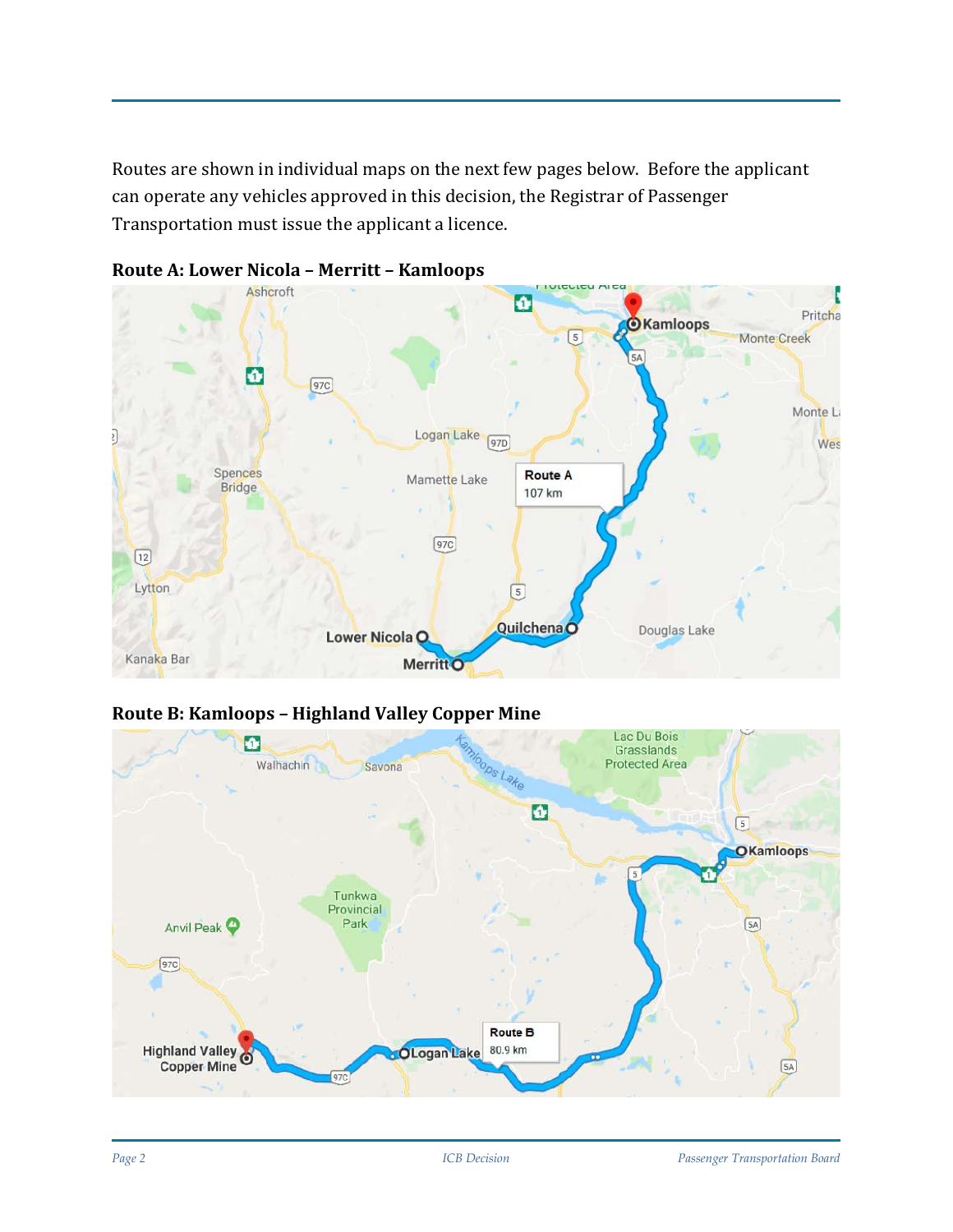Routes are shown in individual maps on the next few pages below. Before the applicant can operate any vehicles approved in this decision, the Registrar of Passenger Transportation must issue the applicant a licence.

**Route A: Lower Nicola – Merritt – Kamloops**

**Route B: Kamloops – Highland Valley Copper Mine**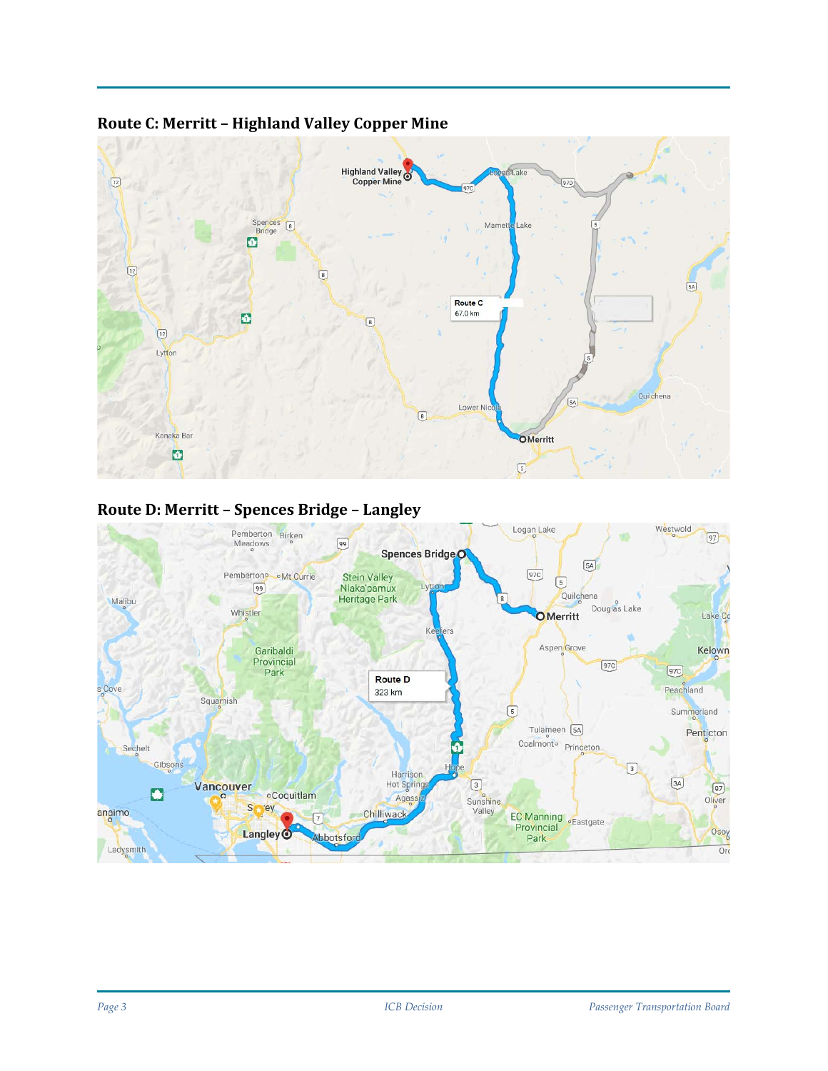## Route C: Merritt – Highland Valley Copper Mine

## Route D: Merritt – Spences Bridge – Langley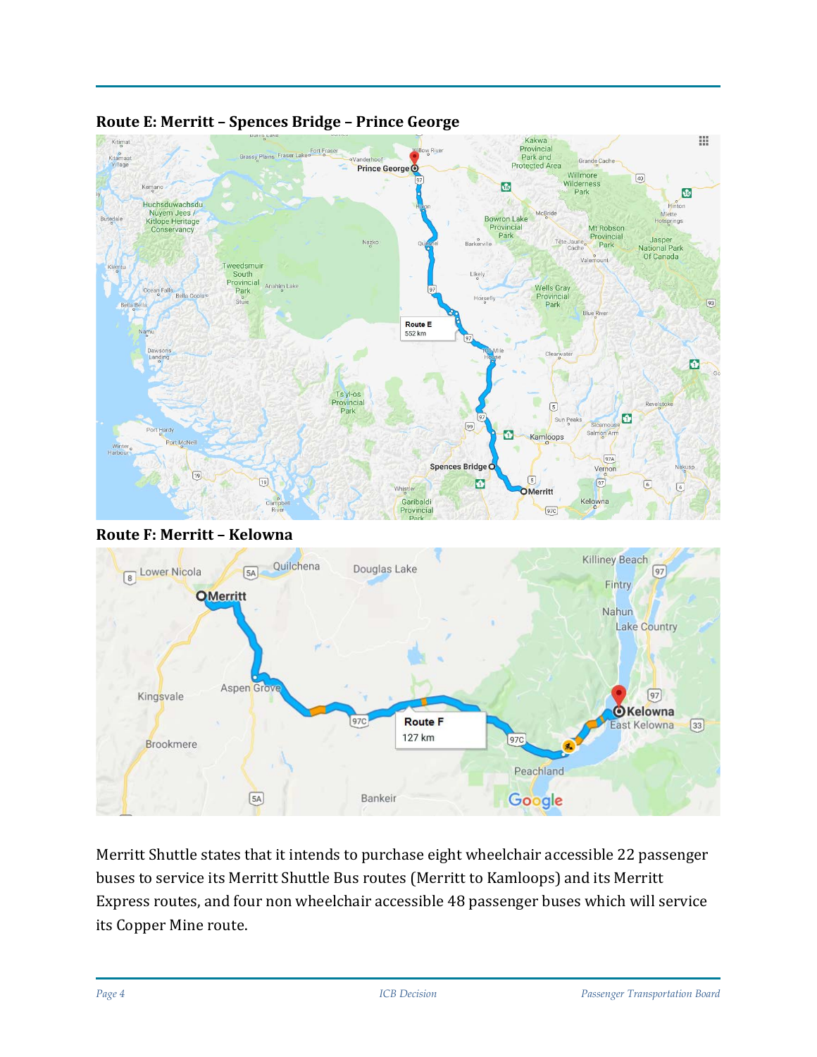**Route E: Merritt – Spences Bridge – Prince George**

**Route F: Merritt – Kelowna**

Merritt Shuttle states that it intends to purchase eight wheelchair accessible 22 passenger buses to service its Merritt Shuttle Bus routes (Merritt to Kamloops) and its Merritt Express routes, and four non wheelchair accessible 48 passenger buses which will service its Copper Mine route.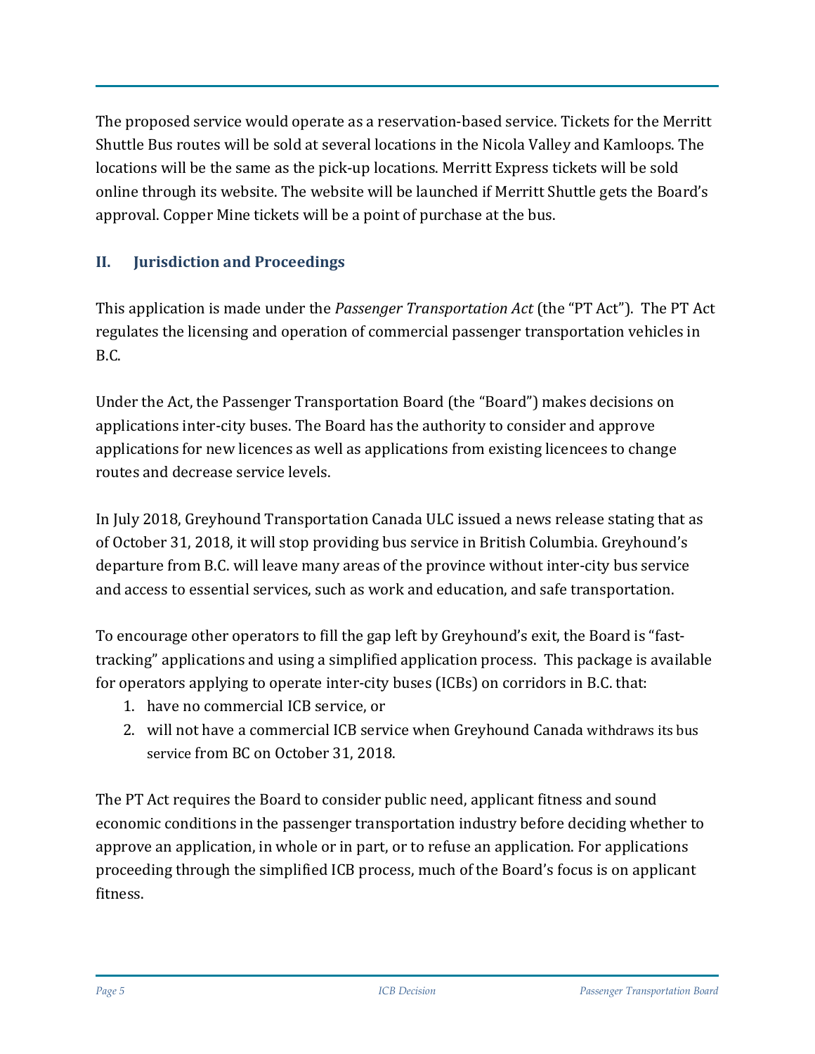The proposed service would operate as a reservation-based service. Tickets for the Merritt Shuttle Bus routes will be sold at several locations in the Nicola Valley and Kamloops. The locations will be the same as the pick-up locations. Merritt Express tickets will be sold online through its website. The website will be launched if Merritt Shuttle gets the Board's approval. Copper Mine tickets will be a point of purchase at the bus.

## II. Jurisdiction and Proceedings

This application is made under the *Passenger Transportation Act* (the "PT Act"). The PT Act regulates the licensing and operation of commercial passenger transportation vehicles in B.C.

Under the Act, the Passenger Transportation Board (the "Board") makes decisions on applications inter-city buses. The Board has the authority to consider and approve applications for new licences as well as applications from existing licencees to change routes and decrease service levels.

In July 2018, Greyhound Transportation Canada ULC issued a news release stating that as of October 31, 2018, it will stop providing bus service in British Columbia. Greyhound's departure from B.C. will leave many areas of the province without inter-city bus service and access to essential services, such as work and education, and safe transportation.

To encourage other operators to fill the gap left by Greyhound's exit, the Board is "fast-tracking" applications and using a simplified application process. This package is available for operators applying to operate inter-city buses (ICBs) on corridors in B.C. that:

1. have no commercial ICB service, or
2. will not have a commercial ICB service when Greyhound Canada withdraws its bus service from BC on October 31, 2018.

The PT Act requires the Board to consider public need, applicant fitness and sound economic conditions in the passenger transportation industry before deciding whether to approve an application, in whole or in part, or to refuse an application. For applications proceeding through the simplified ICB process, much of the Board's focus is on applicant fitness.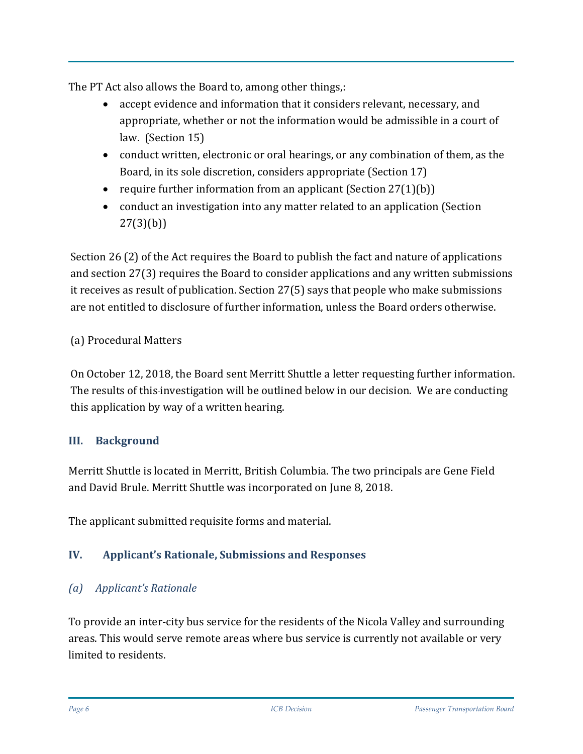The PT Act also allows the Board to, among other things,:

- accept evidence and information that it considers relevant, necessary, and appropriate, whether or not the information would be admissible in a court of law. (Section 15)
- conduct written, electronic or oral hearings, or any combination of them, as the Board, in its sole discretion, considers appropriate (Section 17)
- require further information from an applicant (Section 27(1)(b))
- conduct an investigation into any matter related to an application (Section 27(3)(b))

Section 26 (2) of the Act requires the Board to publish the fact and nature of applications and section 27(3) requires the Board to consider applications and any written submissions it receives as result of publication. Section 27(5) says that people who make submissions are not entitled to disclosure of further information, unless the Board orders otherwise.

(a) Procedural Matters

On October 12, 2018, the Board sent Merritt Shuttle a letter requesting further information. The results of this investigation will be outlined below in our decision. We are conducting this application by way of a written hearing.

## III. Background

Merritt Shuttle is located in Merritt, British Columbia. The two principals are Gene Field and David Brule. Merritt Shuttle was incorporated on June 8, 2018.

The applicant submitted requisite forms and material.

## IV. Applicant's Rationale, Submissions and Responses

### *(a) Applicant's Rationale*

To provide an inter-city bus service for the residents of the Nicola Valley and surrounding areas. This would serve remote areas where bus service is currently not available or very limited to residents.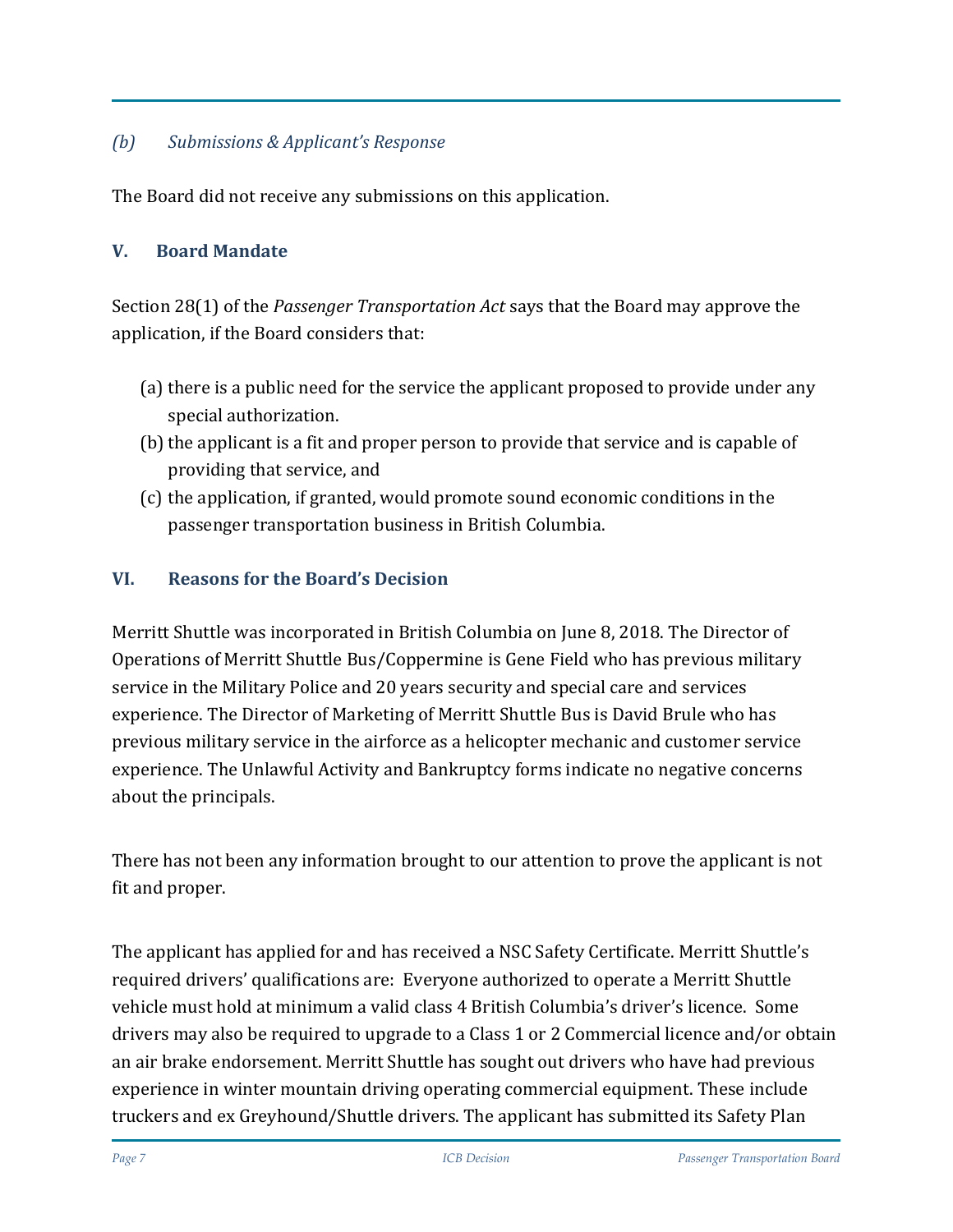### *(b) Submissions & Applicant's Response*

The Board did not receive any submissions on this application.

## V. Board Mandate

Section 28(1) of the *Passenger Transportation Act* says that the Board may approve the application, if the Board considers that:

(a) there is a public need for the service the applicant proposed to provide under any special authorization.

(b) the applicant is a fit and proper person to provide that service and is capable of providing that service, and

(c) the application, if granted, would promote sound economic conditions in the passenger transportation business in British Columbia.

## VI. Reasons for the Board's Decision

Merritt Shuttle was incorporated in British Columbia on June 8, 2018. The Director of Operations of Merritt Shuttle Bus/Coppermine is Gene Field who has previous military service in the Military Police and 20 years security and special care and services experience. The Director of Marketing of Merritt Shuttle Bus is David Brule who has previous military service in the airforce as a helicopter mechanic and customer service experience. The Unlawful Activity and Bankruptcy forms indicate no negative concerns about the principals.

There has not been any information brought to our attention to prove the applicant is not fit and proper.

The applicant has applied for and has received a NSC Safety Certificate. Merritt Shuttle's required drivers' qualifications are: Everyone authorized to operate a Merritt Shuttle vehicle must hold at minimum a valid class 4 British Columbia's driver's licence. Some drivers may also be required to upgrade to a Class 1 or 2 Commercial licence and/or obtain an air brake endorsement. Merritt Shuttle has sought out drivers who have had previous experience in winter mountain driving operating commercial equipment. These include truckers and ex Greyhound/Shuttle drivers. The applicant has submitted its Safety Plan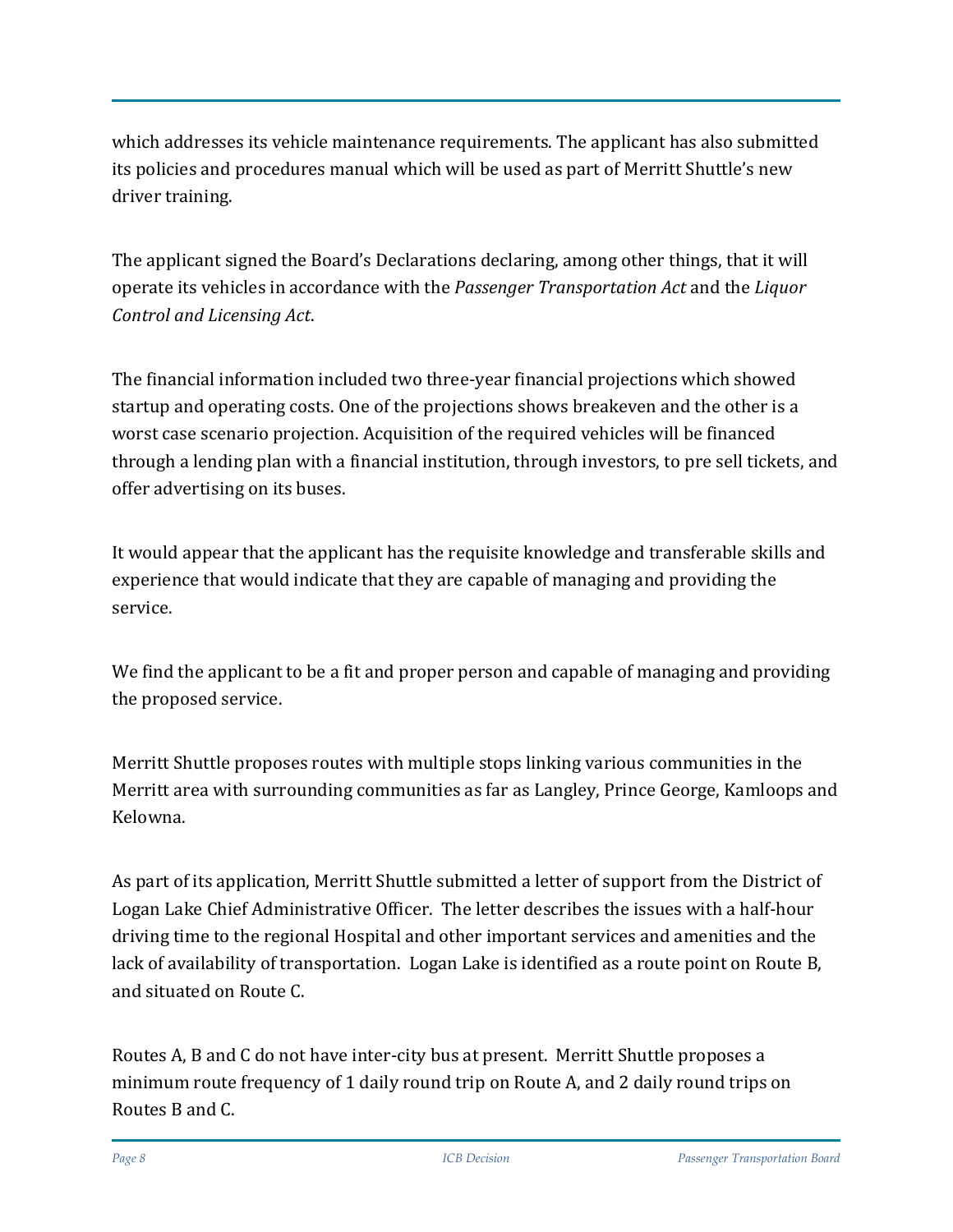which addresses its vehicle maintenance requirements. The applicant has also submitted its policies and procedures manual which will be used as part of Merritt Shuttle's new driver training.

The applicant signed the Board's Declarations declaring, among other things, that it will operate its vehicles in accordance with the *Passenger Transportation Act* and the *Liquor Control and Licensing Act*.

The financial information included two three-year financial projections which showed startup and operating costs. One of the projections shows breakeven and the other is a worst case scenario projection. Acquisition of the required vehicles will be financed through a lending plan with a financial institution, through investors, to pre sell tickets, and offer advertising on its buses.

It would appear that the applicant has the requisite knowledge and transferable skills and experience that would indicate that they are capable of managing and providing the service.

We find the applicant to be a fit and proper person and capable of managing and providing the proposed service.

Merritt Shuttle proposes routes with multiple stops linking various communities in the Merritt area with surrounding communities as far as Langley, Prince George, Kamloops and Kelowna.

As part of its application, Merritt Shuttle submitted a letter of support from the District of Logan Lake Chief Administrative Officer. The letter describes the issues with a half-hour driving time to the regional Hospital and other important services and amenities and the lack of availability of transportation. Logan Lake is identified as a route point on Route B, and situated on Route C.

Routes A, B and C do not have inter-city bus at present. Merritt Shuttle proposes a minimum route frequency of 1 daily round trip on Route A, and 2 daily round trips on Routes B and C.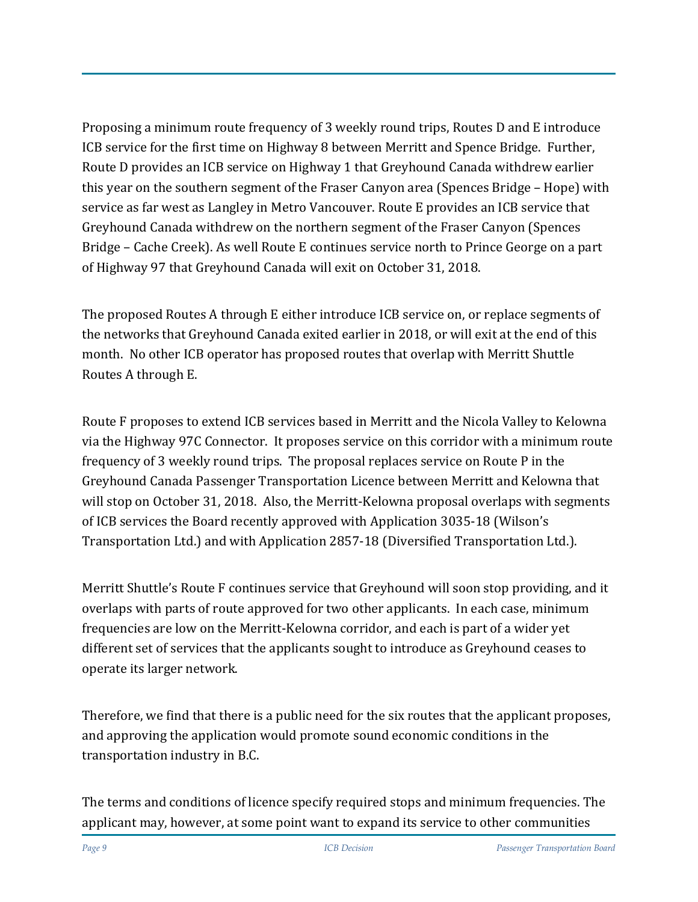Proposing a minimum route frequency of 3 weekly round trips, Routes D and E introduce ICB service for the first time on Highway 8 between Merritt and Spence Bridge. Further, Route D provides an ICB service on Highway 1 that Greyhound Canada withdrew earlier this year on the southern segment of the Fraser Canyon area (Spences Bridge – Hope) with service as far west as Langley in Metro Vancouver. Route E provides an ICB service that Greyhound Canada withdrew on the northern segment of the Fraser Canyon (Spences Bridge – Cache Creek). As well Route E continues service north to Prince George on a part of Highway 97 that Greyhound Canada will exit on October 31, 2018.

The proposed Routes A through E either introduce ICB service on, or replace segments of the networks that Greyhound Canada exited earlier in 2018, or will exit at the end of this month. No other ICB operator has proposed routes that overlap with Merritt Shuttle Routes A through E.

Route F proposes to extend ICB services based in Merritt and the Nicola Valley to Kelowna via the Highway 97C Connector. It proposes service on this corridor with a minimum route frequency of 3 weekly round trips. The proposal replaces service on Route P in the Greyhound Canada Passenger Transportation Licence between Merritt and Kelowna that will stop on October 31, 2018. Also, the Merritt-Kelowna proposal overlaps with segments of ICB services the Board recently approved with Application 3035-18 (Wilson's Transportation Ltd.) and with Application 2857-18 (Diversified Transportation Ltd.).

Merritt Shuttle's Route F continues service that Greyhound will soon stop providing, and it overlaps with parts of route approved for two other applicants. In each case, minimum frequencies are low on the Merritt-Kelowna corridor, and each is part of a wider yet different set of services that the applicants sought to introduce as Greyhound ceases to operate its larger network.

Therefore, we find that there is a public need for the six routes that the applicant proposes, and approving the application would promote sound economic conditions in the transportation industry in B.C.

The terms and conditions of licence specify required stops and minimum frequencies. The applicant may, however, at some point want to expand its service to other communities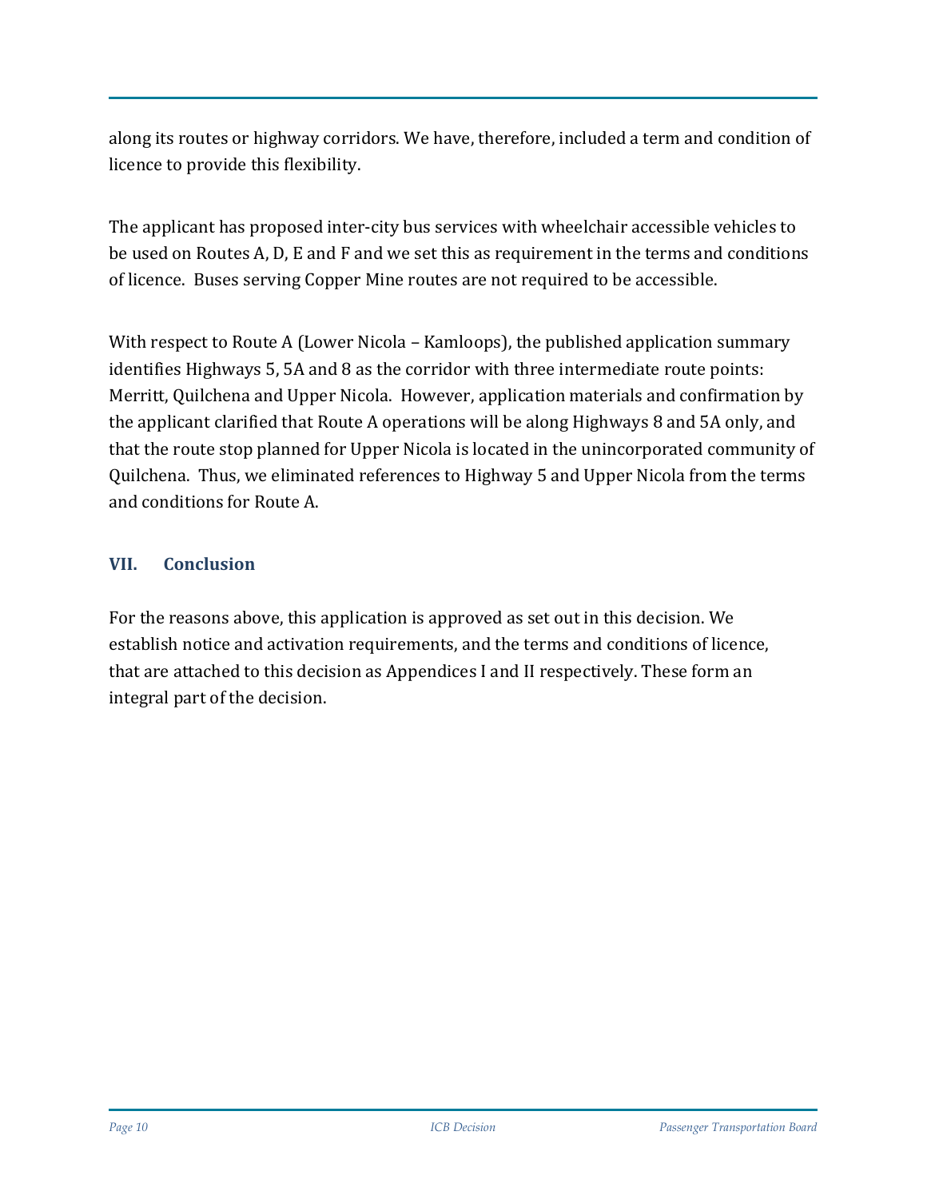along its routes or highway corridors. We have, therefore, included a term and condition of licence to provide this flexibility.

The applicant has proposed inter-city bus services with wheelchair accessible vehicles to be used on Routes A, D, E and F and we set this as requirement in the terms and conditions of licence. Buses serving Copper Mine routes are not required to be accessible.

With respect to Route A (Lower Nicola – Kamloops), the published application summary identifies Highways 5, 5A and 8 as the corridor with three intermediate route points: Merritt, Quilchena and Upper Nicola. However, application materials and confirmation by the applicant clarified that Route A operations will be along Highways 8 and 5A only, and that the route stop planned for Upper Nicola is located in the unincorporated community of Quilchena. Thus, we eliminated references to Highway 5 and Upper Nicola from the terms and conditions for Route A.

## VII. Conclusion

For the reasons above, this application is approved as set out in this decision. We establish notice and activation requirements, and the terms and conditions of licence, that are attached to this decision as Appendices I and II respectively. These form an integral part of the decision.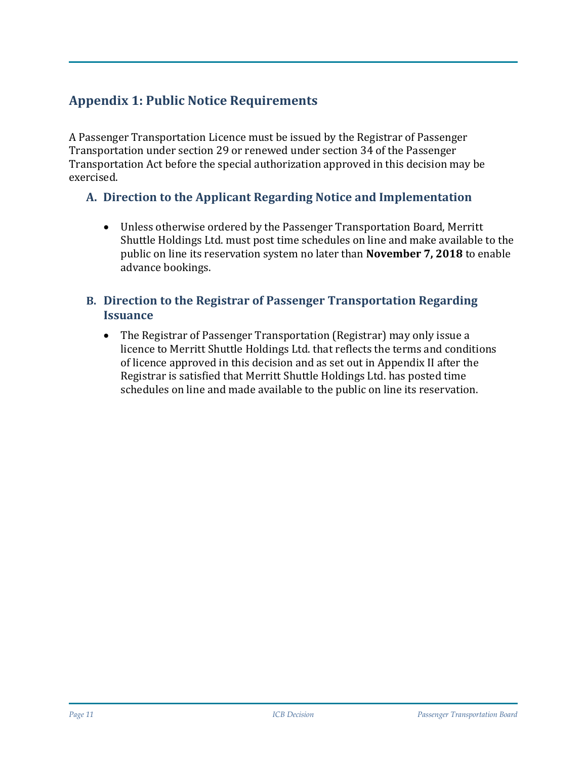# Appendix 1: Public Notice Requirements

A Passenger Transportation Licence must be issued by the Registrar of Passenger Transportation under section 29 or renewed under section 34 of the Passenger Transportation Act before the special authorization approved in this decision may be exercised.

## A. Direction to the Applicant Regarding Notice and Implementation

- Unless otherwise ordered by the Passenger Transportation Board, Merritt Shuttle Holdings Ltd. must post time schedules on line and make available to the public on line its reservation system no later than **November 7, 2018** to enable advance bookings.

## B. Direction to the Registrar of Passenger Transportation Regarding Issuance

- The Registrar of Passenger Transportation (Registrar) may only issue a licence to Merritt Shuttle Holdings Ltd. that reflects the terms and conditions of licence approved in this decision and as set out in Appendix II after the Registrar is satisfied that Merritt Shuttle Holdings Ltd. has posted time schedules on line and made available to the public on line its reservation.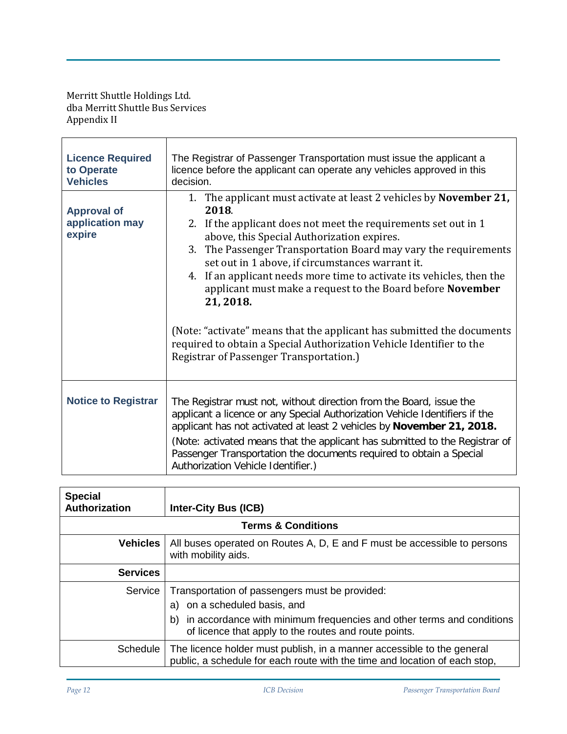Merritt Shuttle Holdings Ltd.
dba Merritt Shuttle Bus Services
Appendix II

| | |
|---|---|
| **Licence Required to Operate Vehicles** | The Registrar of Passenger Transportation must issue the applicant a licence before the applicant can operate any vehicles approved in this decision. |
| **Approval of application may expire** | 1. The applicant must activate at least 2 vehicles by **November 21, 2018**.<br>2. If the applicant does not meet the requirements set out in 1 above, this Special Authorization expires.<br>3. The Passenger Transportation Board may vary the requirements set out in 1 above, if circumstances warrant it.<br>4. If an applicant needs more time to activate its vehicles, then the applicant must make a request to the Board before **November 21, 2018.**<br><br>(Note: "activate" means that the applicant has submitted the documents required to obtain a Special Authorization Vehicle Identifier to the Registrar of Passenger Transportation.) |
| **Notice to Registrar** | The Registrar must not, without direction from the Board, issue the applicant a licence or any Special Authorization Vehicle Identifiers if the applicant has not activated at least 2 vehicles by **November 21, 2018.**<br>(Note: activated means that the applicant has submitted to the Registrar of Passenger Transportation the documents required to obtain a Special Authorization Vehicle Identifier.) |

| **Special Authorization** | **Inter-City Bus (ICB)** |
|---|---|
| **Terms & Conditions** | |
| **Vehicles** | All buses operated on Routes A, D, E and F must be accessible to persons with mobility aids. |
| **Services** | |
| Service | Transportation of passengers must be provided:<br>a) on a scheduled basis, and<br>b) in accordance with minimum frequencies and other terms and conditions of licence that apply to the routes and route points. |
| Schedule | The licence holder must publish, in a manner accessible to the general public, a schedule for each route with the time and location of each stop, |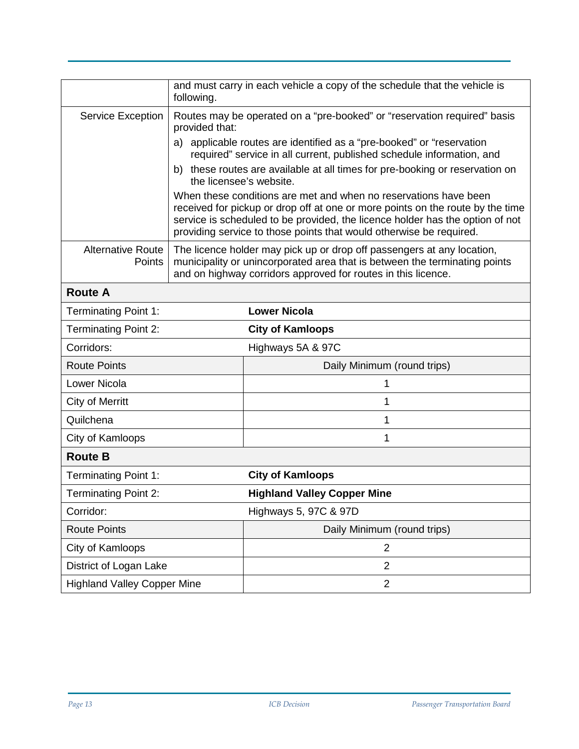|  |  |
|---|---|
|  | and must carry in each vehicle a copy of the schedule that the vehicle is following. |
| Service Exception | Routes may be operated on a "pre-booked" or "reservation required" basis provided that:<br>a) applicable routes are identified as a "pre-booked" or "reservation required" service in all current, published schedule information, and<br>b) these routes are available at all times for pre-booking or reservation on the licensee's website.<br>When these conditions are met and when no reservations have been received for pickup or drop off at one or more points on the route by the time service is scheduled to be provided, the licence holder has the option of not providing service to those points that would otherwise be required. |
| Alternative Route Points | The licence holder may pick up or drop off passengers at any location, municipality or unincorporated area that is between the terminating points and on highway corridors approved for routes in this licence. |

| **Route A** | |
|---|---|
| Terminating Point 1: | **Lower Nicola** |
| Terminating Point 2: | **City of Kamloops** |
| Corridors: | Highways 5A & 97C |
| Route Points | Daily Minimum (round trips) |
| Lower Nicola | 1 |
| City of Merritt | 1 |
| Quilchena | 1 |
| City of Kamloops | 1 |

| **Route B** | |
|---|---|
| Terminating Point 1: | **City of Kamloops** |
| Terminating Point 2: | **Highland Valley Copper Mine** |
| Corridor: | Highways 5, 97C & 97D |
| Route Points | Daily Minimum (round trips) |
| City of Kamloops | 2 |
| District of Logan Lake | 2 |
| Highland Valley Copper Mine | 2 |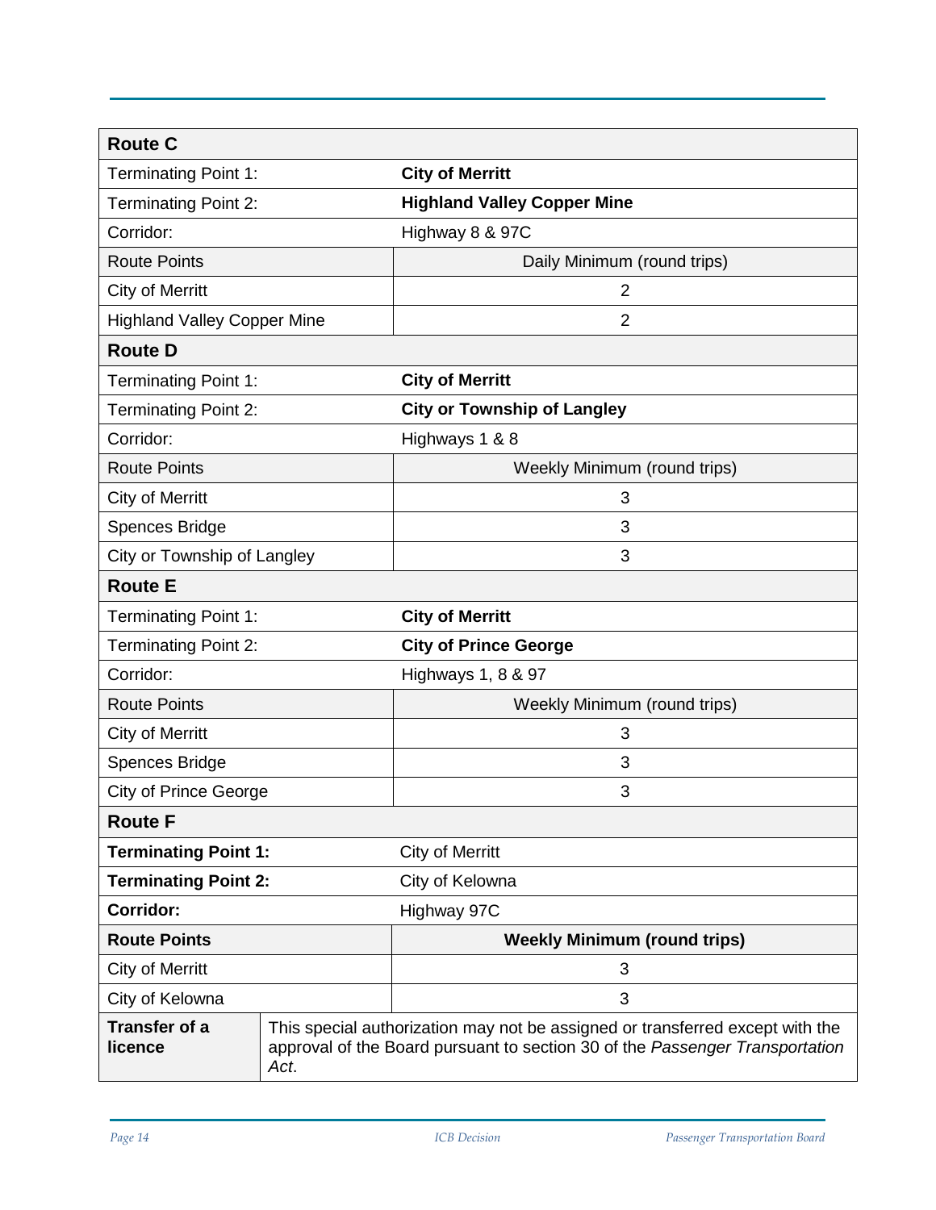| **Route C** | |
|---|---|
| Terminating Point 1: | **City of Merritt** |
| Terminating Point 2: | **Highland Valley Copper Mine** |
| Corridor: | Highway 8 & 97C |
| Route Points | Daily Minimum (round trips) |
| City of Merritt | 2 |
| Highland Valley Copper Mine | 2 |
| **Route D** | |
| Terminating Point 1: | **City of Merritt** |
| Terminating Point 2: | **City or Township of Langley** |
| Corridor: | Highways 1 & 8 |
| Route Points | Weekly Minimum (round trips) |
| City of Merritt | 3 |
| Spences Bridge | 3 |
| City or Township of Langley | 3 |
| **Route E** | |
| Terminating Point 1: | **City of Merritt** |
| Terminating Point 2: | **City of Prince George** |
| Corridor: | Highways 1, 8 & 97 |
| Route Points | Weekly Minimum (round trips) |
| City of Merritt | 3 |
| Spences Bridge | 3 |
| City of Prince George | 3 |
| **Route F** | |
| **Terminating Point 1:** | City of Merritt |
| **Terminating Point 2:** | City of Kelowna |
| **Corridor:** | Highway 97C |
| **Route Points** | **Weekly Minimum (round trips)** |
| City of Merritt | 3 |
| City of Kelowna | 3 |
| **Transfer of a licence** | This special authorization may not be assigned or transferred except with the approval of the Board pursuant to section 30 of the *Passenger Transportation Act*. |